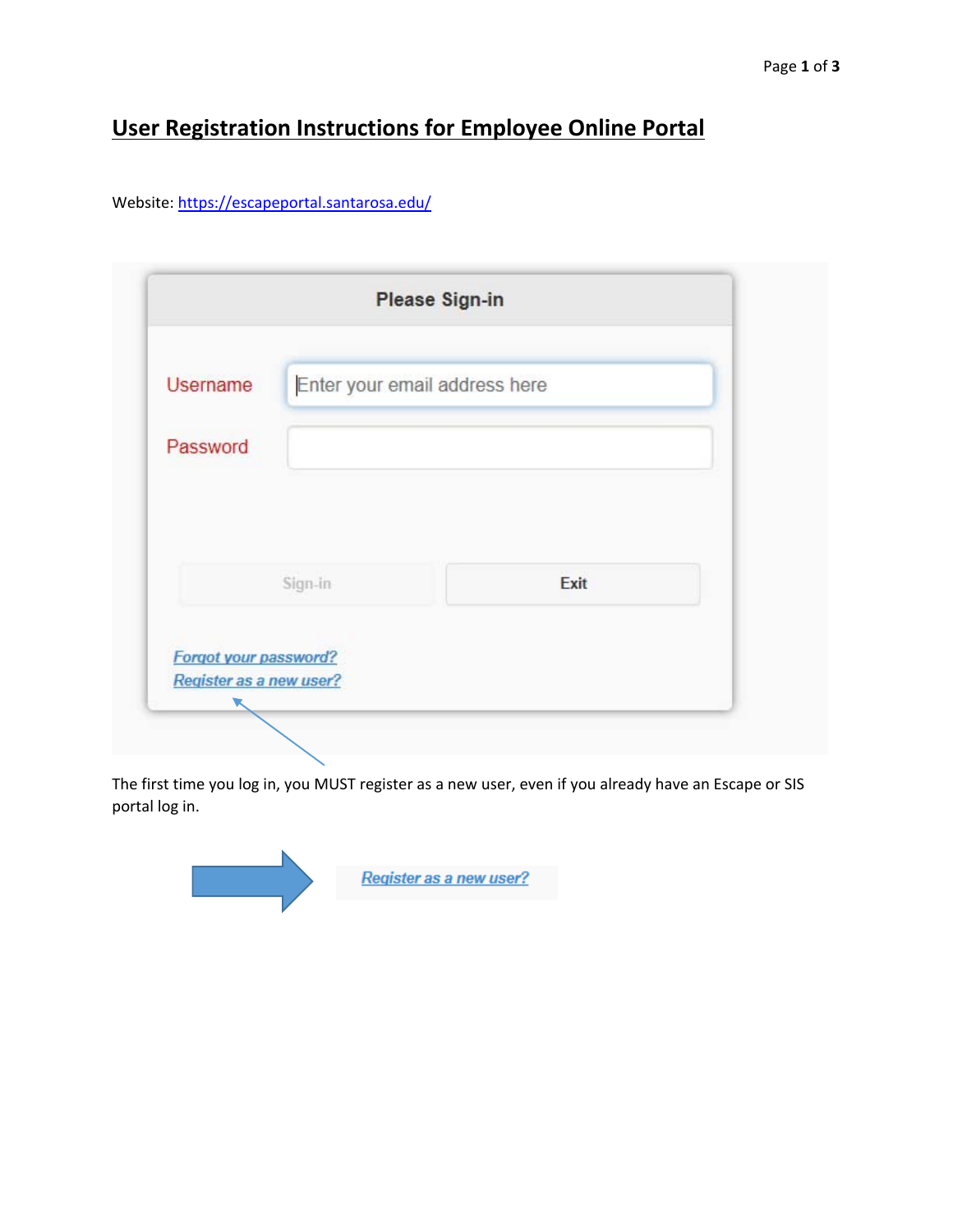# User Registration Instructions for Employee Online Portal

Website: [https://escapeportal.santarosa.edu/](https://escapeportal.santarosa.edu/)

Please Sign-in

Username: Enter your email address here

Password

Sign-in | Exit

Forgot your password?
Register as a new user?

The first time you log in, you MUST register as a new user, even if you already have an Escape or SIS portal log in.

Register as a new user?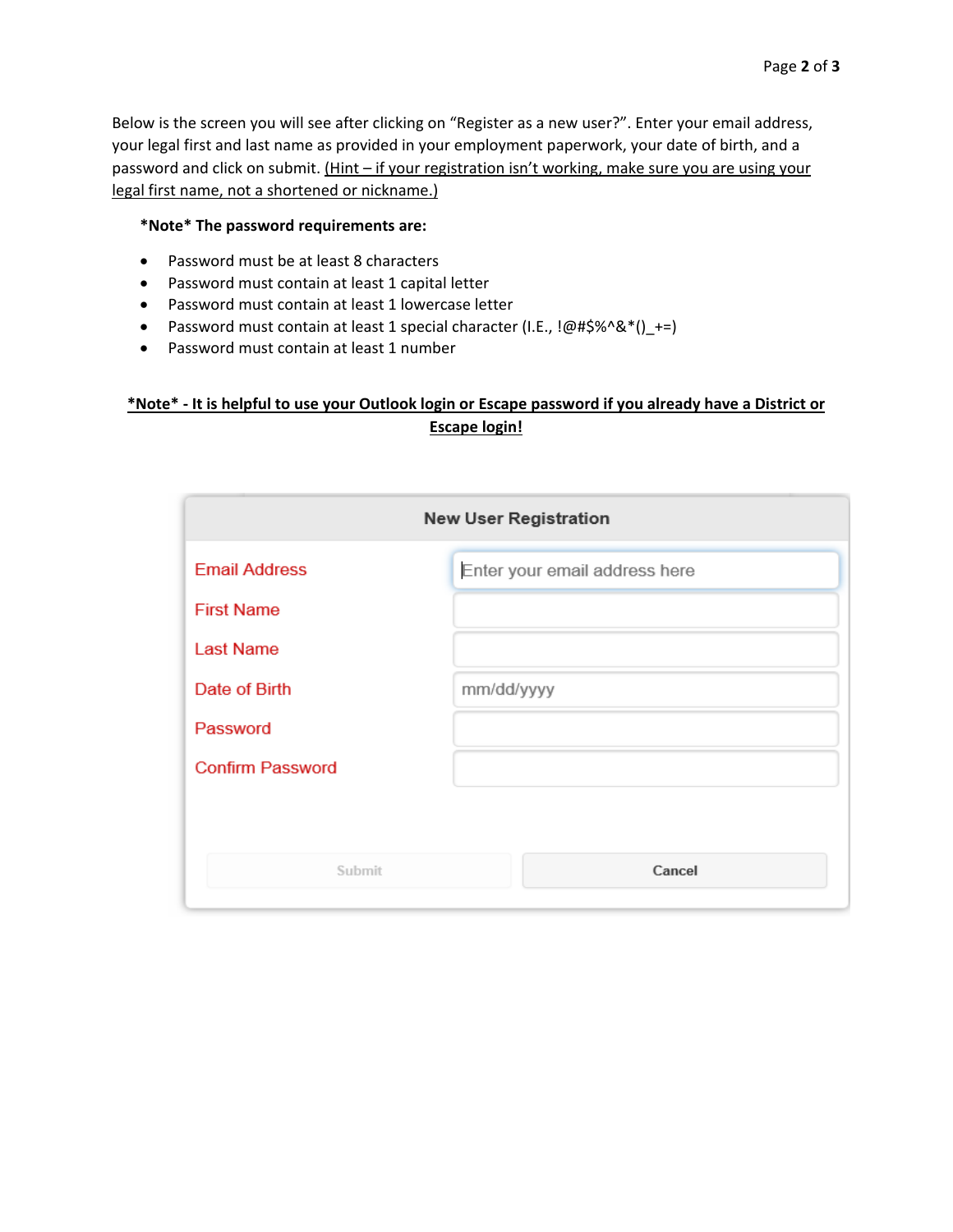Below is the screen you will see after clicking on "Register as a new user?". Enter your email address, your legal first and last name as provided in your employment paperwork, your date of birth, and a password and click on submit. <u>(Hint – if your registration isn't working, make sure you are using your legal first name, not a shortened or nickname.)</u>

**\*Note\* The password requirements are:**

- Password must be at least 8 characters
- Password must contain at least 1 capital letter
- Password must contain at least 1 lowercase letter
- Password must contain at least 1 special character (I.E., !@#$%^&*()_+=)
- Password must contain at least 1 number

<u>**\*Note\* - It is helpful to use your Outlook login or Escape password if you already have a District or Escape login!**</u>

**New User Registration**

| Field | Input |
| --- | --- |
| Email Address | Enter your email address here |
| First Name | |
| Last Name | |
| Date of Birth | mm/dd/yyyy |
| Password | |
| Confirm Password | |

Submit | Cancel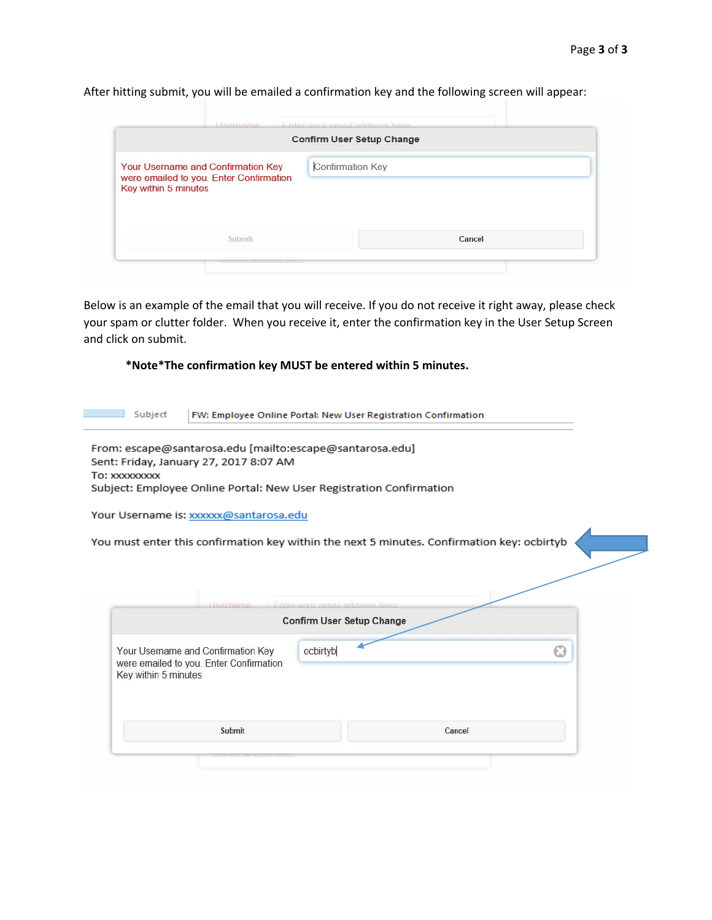After hitting submit, you will be emailed a confirmation key and the following screen will appear:

Confirm User Setup Change

Your Username and Confirmation Key were emailed to you. Enter Confirmation Key within 5 minutes

Confirmation Key

Submit Cancel

Below is an example of the email that you will receive. If you do not receive it right away, please check your spam or clutter folder. When you receive it, enter the confirmation key in the User Setup Screen and click on submit.

**\*Note\*The confirmation key MUST be entered within 5 minutes.**

Subject FW: Employee Online Portal: New User Registration Confirmation

From: escape@santarosa.edu [mailto:escape@santarosa.edu]
Sent: Friday, January 27, 2017 8:07 AM
To: xxxxxxxxx
Subject: Employee Online Portal: New User Registration Confirmation

Your Username is: xxxxxx@santarosa.edu

You must enter this confirmation key within the next 5 minutes. Confirmation key: ocbirtyb

Confirm User Setup Change

Your Username and Confirmation Key were emailed to you. Enter Confirmation Key within 5 minutes

ocbirtyb

Submit Cancel